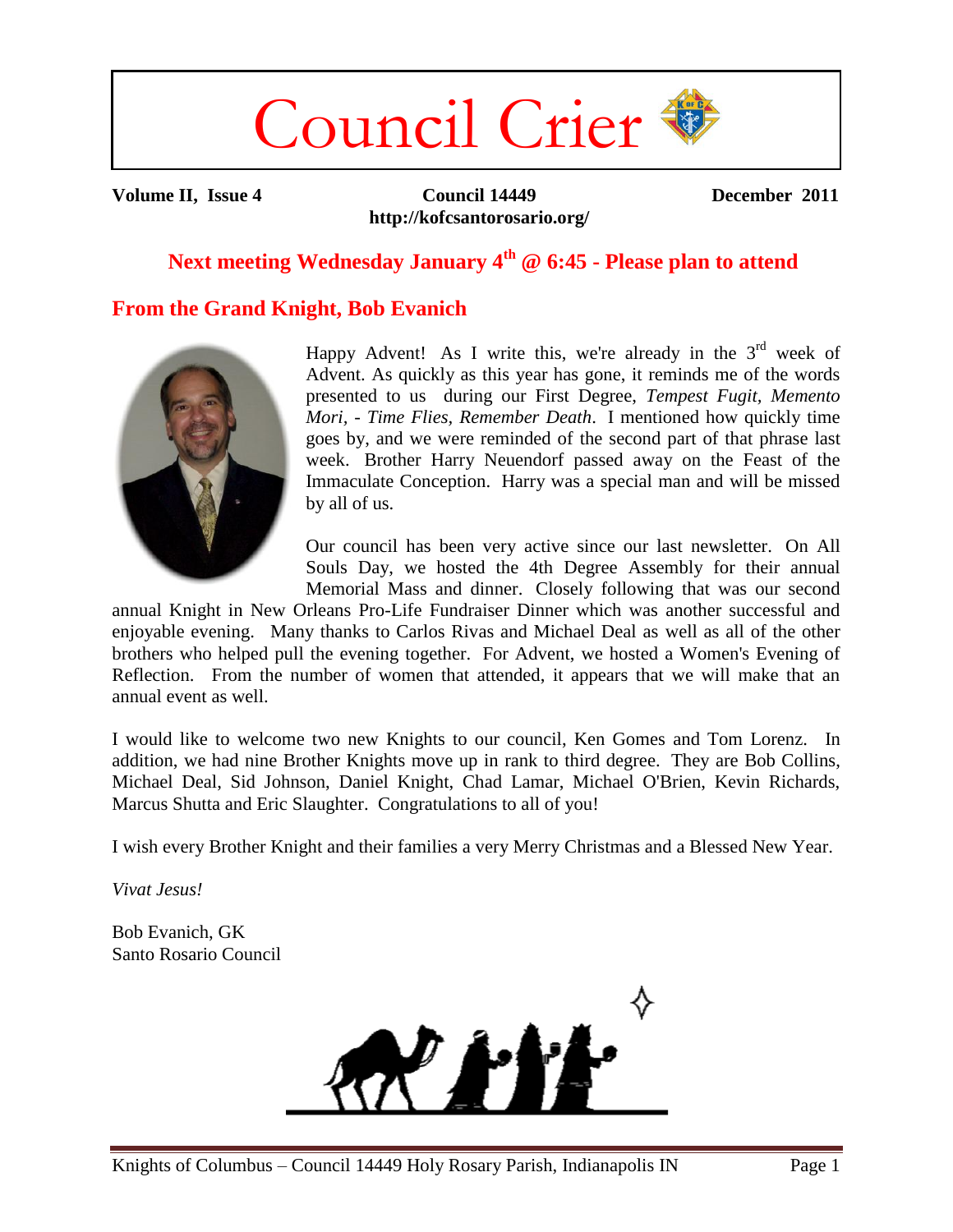# Council Crier

**Volume II, Issue 4** | **Council 14449** | **December 2011**

**http://kofcsantorosario.org/**

## Next meeting Wednesday January 4th @ 6:45 - Please plan to attend

## From the Grand Knight, Bob Evanich

Happy Advent! As I write this, we're already in the 3rd week of Advent. As quickly as this year has gone, it reminds me of the words presented to us during our First Degree, *Tempest Fugit, Memento Mori, - Time Flies, Remember Death*. I mentioned how quickly time goes by, and we were reminded of the second part of that phrase last week. Brother Harry Neuendorf passed away on the Feast of the Immaculate Conception. Harry was a special man and will be missed by all of us.

Our council has been very active since our last newsletter. On All Souls Day, we hosted the 4th Degree Assembly for their annual Memorial Mass and dinner. Closely following that was our second annual Knight in New Orleans Pro-Life Fundraiser Dinner which was another successful and enjoyable evening. Many thanks to Carlos Rivas and Michael Deal as well as all of the other brothers who helped pull the evening together. For Advent, we hosted a Women's Evening of Reflection. From the number of women that attended, it appears that we will make that an annual event as well.

I would like to welcome two new Knights to our council, Ken Gomes and Tom Lorenz. In addition, we had nine Brother Knights move up in rank to third degree. They are Bob Collins, Michael Deal, Sid Johnson, Daniel Knight, Chad Lamar, Michael O'Brien, Kevin Richards, Marcus Shutta and Eric Slaughter. Congratulations to all of you!

I wish every Brother Knight and their families a very Merry Christmas and a Blessed New Year.

*Vivat Jesus!*

Bob Evanich, GK
Santo Rosario Council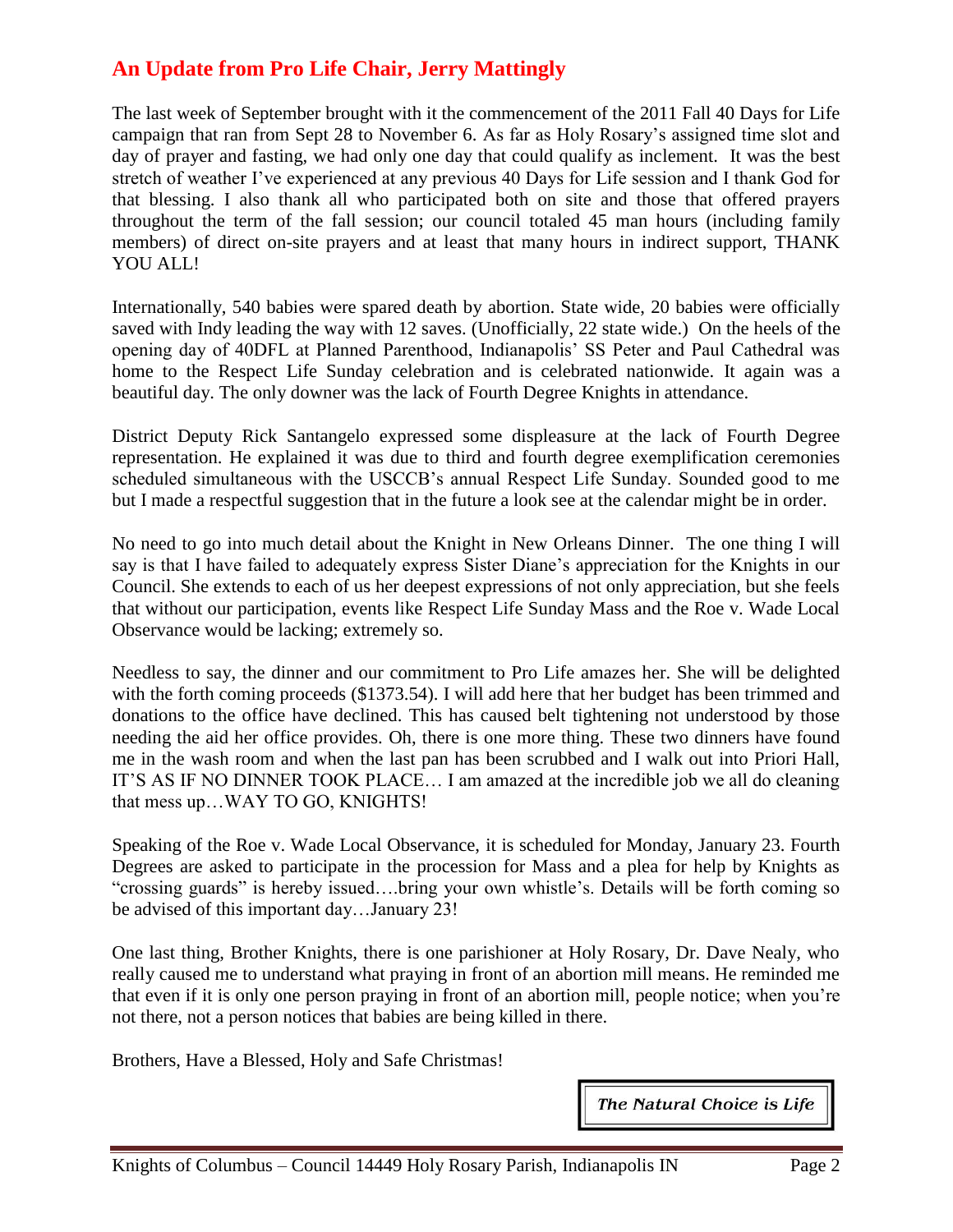## An Update from Pro Life Chair, Jerry Mattingly

The last week of September brought with it the commencement of the 2011 Fall 40 Days for Life campaign that ran from Sept 28 to November 6. As far as Holy Rosary's assigned time slot and day of prayer and fasting, we had only one day that could qualify as inclement. It was the best stretch of weather I've experienced at any previous 40 Days for Life session and I thank God for that blessing. I also thank all who participated both on site and those that offered prayers throughout the term of the fall session; our council totaled 45 man hours (including family members) of direct on-site prayers and at least that many hours in indirect support, THANK YOU ALL!

Internationally, 540 babies were spared death by abortion. State wide, 20 babies were officially saved with Indy leading the way with 12 saves. (Unofficially, 22 state wide.) On the heels of the opening day of 40DFL at Planned Parenthood, Indianapolis' SS Peter and Paul Cathedral was home to the Respect Life Sunday celebration and is celebrated nationwide. It again was a beautiful day. The only downer was the lack of Fourth Degree Knights in attendance.

District Deputy Rick Santangelo expressed some displeasure at the lack of Fourth Degree representation. He explained it was due to third and fourth degree exemplification ceremonies scheduled simultaneous with the USCCB's annual Respect Life Sunday. Sounded good to me but I made a respectful suggestion that in the future a look see at the calendar might be in order.

No need to go into much detail about the Knight in New Orleans Dinner. The one thing I will say is that I have failed to adequately express Sister Diane's appreciation for the Knights in our Council. She extends to each of us her deepest expressions of not only appreciation, but she feels that without our participation, events like Respect Life Sunday Mass and the Roe v. Wade Local Observance would be lacking; extremely so.

Needless to say, the dinner and our commitment to Pro Life amazes her. She will be delighted with the forth coming proceeds ($1373.54). I will add here that her budget has been trimmed and donations to the office have declined. This has caused belt tightening not understood by those needing the aid her office provides. Oh, there is one more thing. These two dinners have found me in the wash room and when the last pan has been scrubbed and I walk out into Priori Hall, IT'S AS IF NO DINNER TOOK PLACE… I am amazed at the incredible job we all do cleaning that mess up…WAY TO GO, KNIGHTS!

Speaking of the Roe v. Wade Local Observance, it is scheduled for Monday, January 23. Fourth Degrees are asked to participate in the procession for Mass and a plea for help by Knights as "crossing guards" is hereby issued….bring your own whistle's. Details will be forth coming so be advised of this important day…January 23!

One last thing, Brother Knights, there is one parishioner at Holy Rosary, Dr. Dave Nealy, who really caused me to understand what praying in front of an abortion mill means. He reminded me that even if it is only one person praying in front of an abortion mill, people notice; when you're not there, not a person notices that babies are being killed in there.

Brothers, Have a Blessed, Holy and Safe Christmas!

*The Natural Choice is Life*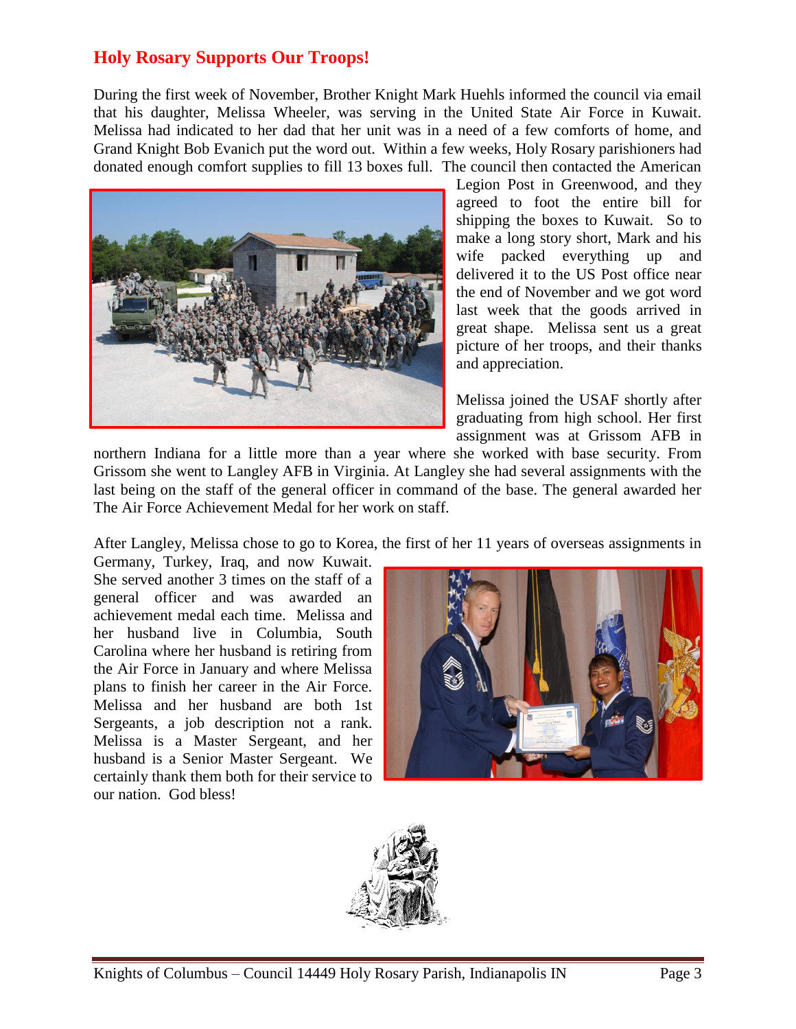## Holy Rosary Supports Our Troops!

During the first week of November, Brother Knight Mark Huehls informed the council via email that his daughter, Melissa Wheeler, was serving in the United State Air Force in Kuwait. Melissa had indicated to her dad that her unit was in a need of a few comforts of home, and Grand Knight Bob Evanich put the word out. Within a few weeks, Holy Rosary parishioners had donated enough comfort supplies to fill 13 boxes full. The council then contacted the American Legion Post in Greenwood, and they agreed to foot the entire bill for shipping the boxes to Kuwait. So to make a long story short, Mark and his wife packed everything up and delivered it to the US Post office near the end of November and we got word last week that the goods arrived in great shape. Melissa sent us a great picture of her troops, and their thanks and appreciation.

Melissa joined the USAF shortly after graduating from high school. Her first assignment was at Grissom AFB in northern Indiana for a little more than a year where she worked with base security. From Grissom she went to Langley AFB in Virginia. At Langley she had several assignments with the last being on the staff of the general officer in command of the base. The general awarded her The Air Force Achievement Medal for her work on staff.

After Langley, Melissa chose to go to Korea, the first of her 11 years of overseas assignments in Germany, Turkey, Iraq, and now Kuwait. She served another 3 times on the staff of a general officer and was awarded an achievement medal each time. Melissa and her husband live in Columbia, South Carolina where her husband is retiring from the Air Force in January and where Melissa plans to finish her career in the Air Force. Melissa and her husband are both 1st Sergeants, a job description not a rank. Melissa is a Master Sergeant, and her husband is a Senior Master Sergeant. We certainly thank them both for their service to our nation. God bless!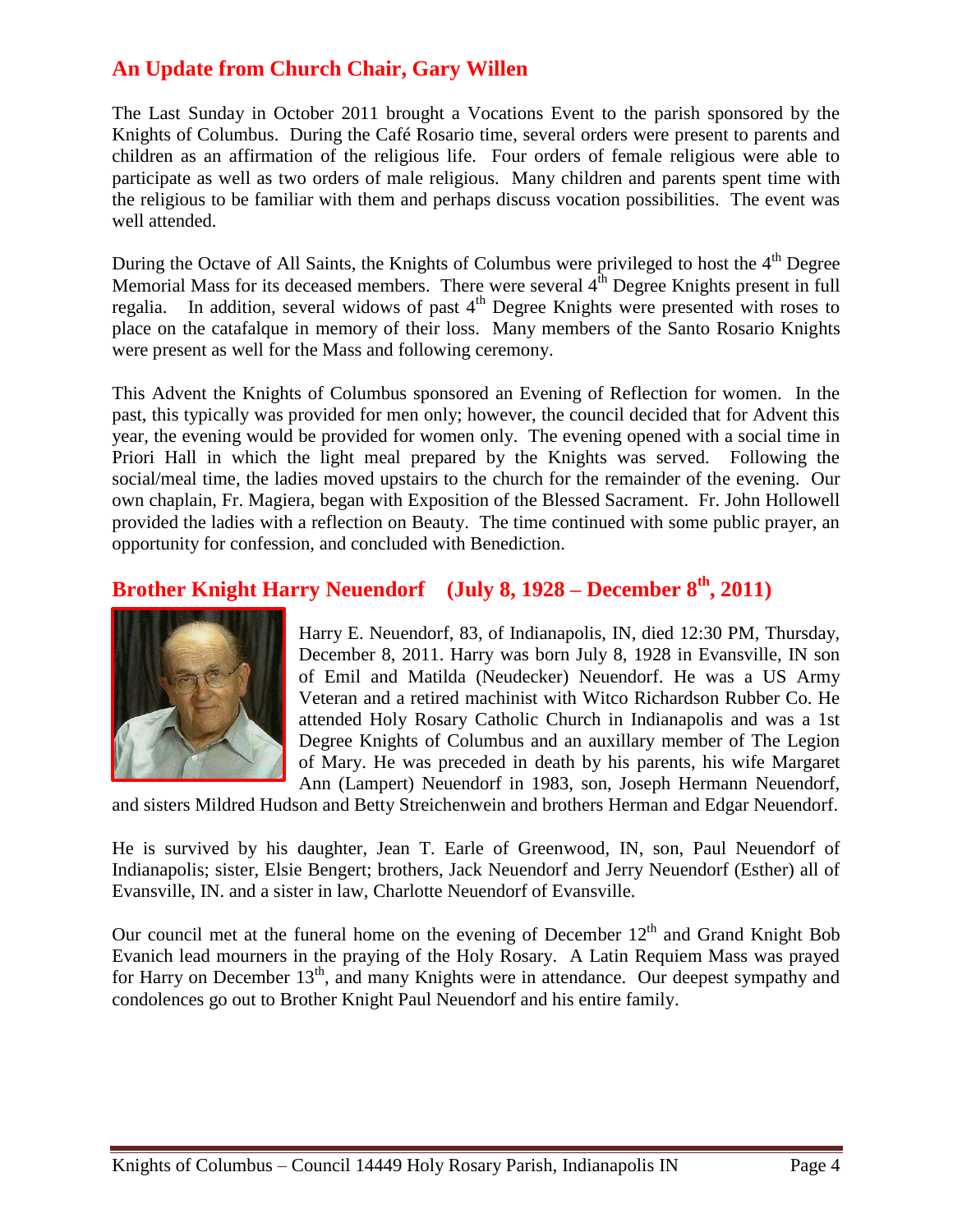## An Update from Church Chair, Gary Willen

The Last Sunday in October 2011 brought a Vocations Event to the parish sponsored by the Knights of Columbus. During the Café Rosario time, several orders were present to parents and children as an affirmation of the religious life. Four orders of female religious were able to participate as well as two orders of male religious. Many children and parents spent time with the religious to be familiar with them and perhaps discuss vocation possibilities. The event was well attended.

During the Octave of All Saints, the Knights of Columbus were privileged to host the 4th Degree Memorial Mass for its deceased members. There were several 4th Degree Knights present in full regalia. In addition, several widows of past 4th Degree Knights were presented with roses to place on the catafalque in memory of their loss. Many members of the Santo Rosario Knights were present as well for the Mass and following ceremony.

This Advent the Knights of Columbus sponsored an Evening of Reflection for women. In the past, this typically was provided for men only; however, the council decided that for Advent this year, the evening would be provided for women only. The evening opened with a social time in Priori Hall in which the light meal prepared by the Knights was served. Following the social/meal time, the ladies moved upstairs to the church for the remainder of the evening. Our own chaplain, Fr. Magiera, began with Exposition of the Blessed Sacrament. Fr. John Hollowell provided the ladies with a reflection on Beauty. The time continued with some public prayer, an opportunity for confession, and concluded with Benediction.

## Brother Knight Harry Neuendorf (July 8, 1928 – December 8th, 2011)

Harry E. Neuendorf, 83, of Indianapolis, IN, died 12:30 PM, Thursday, December 8, 2011. Harry was born July 8, 1928 in Evansville, IN son of Emil and Matilda (Neudecker) Neuendorf. He was a US Army Veteran and a retired machinist with Witco Richardson Rubber Co. He attended Holy Rosary Catholic Church in Indianapolis and was a 1st Degree Knights of Columbus and an auxillary member of The Legion of Mary. He was preceded in death by his parents, his wife Margaret Ann (Lampert) Neuendorf in 1983, son, Joseph Hermann Neuendorf, and sisters Mildred Hudson and Betty Streichenwein and brothers Herman and Edgar Neuendorf.

He is survived by his daughter, Jean T. Earle of Greenwood, IN, son, Paul Neuendorf of Indianapolis; sister, Elsie Bengert; brothers, Jack Neuendorf and Jerry Neuendorf (Esther) all of Evansville, IN. and a sister in law, Charlotte Neuendorf of Evansville.

Our council met at the funeral home on the evening of December 12th and Grand Knight Bob Evanich lead mourners in the praying of the Holy Rosary. A Latin Requiem Mass was prayed for Harry on December 13th, and many Knights were in attendance. Our deepest sympathy and condolences go out to Brother Knight Paul Neuendorf and his entire family.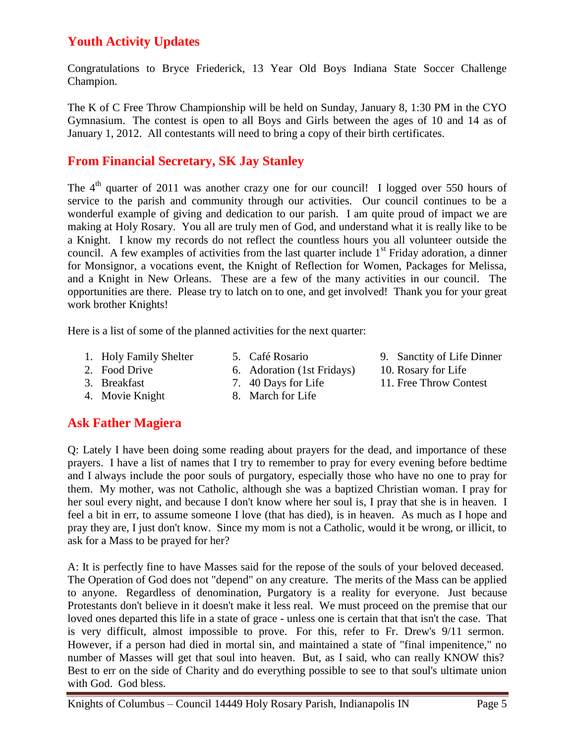## Youth Activity Updates

Congratulations to Bryce Friederick, 13 Year Old Boys Indiana State Soccer Challenge Champion.

The K of C Free Throw Championship will be held on Sunday, January 8, 1:30 PM in the CYO Gymnasium. The contest is open to all Boys and Girls between the ages of 10 and 14 as of January 1, 2012. All contestants will need to bring a copy of their birth certificates.

## From Financial Secretary, SK Jay Stanley

The 4th quarter of 2011 was another crazy one for our council! I logged over 550 hours of service to the parish and community through our activities. Our council continues to be a wonderful example of giving and dedication to our parish. I am quite proud of impact we are making at Holy Rosary. You all are truly men of God, and understand what it is really like to be a Knight. I know my records do not reflect the countless hours you all volunteer outside the council. A few examples of activities from the last quarter include 1st Friday adoration, a dinner for Monsignor, a vocations event, the Knight of Reflection for Women, Packages for Melissa, and a Knight in New Orleans. These are a few of the many activities in our council. The opportunities are there. Please try to latch on to one, and get involved! Thank you for your great work brother Knights!

Here is a list of some of the planned activities for the next quarter:

1. Holy Family Shelter
2. Food Drive
3. Breakfast
4. Movie Knight
5. Café Rosario
6. Adoration (1st Fridays)
7. 40 Days for Life
8. March for Life
9. Sanctity of Life Dinner
10. Rosary for Life
11. Free Throw Contest

## Ask Father Magiera

Q: Lately I have been doing some reading about prayers for the dead, and importance of these prayers. I have a list of names that I try to remember to pray for every evening before bedtime and I always include the poor souls of purgatory, especially those who have no one to pray for them. My mother, was not Catholic, although she was a baptized Christian woman. I pray for her soul every night, and because I don't know where her soul is, I pray that she is in heaven. I feel a bit in err, to assume someone I love (that has died), is in heaven. As much as I hope and pray they are, I just don't know. Since my mom is not a Catholic, would it be wrong, or illicit, to ask for a Mass to be prayed for her?

A: It is perfectly fine to have Masses said for the repose of the souls of your beloved deceased. The Operation of God does not "depend" on any creature. The merits of the Mass can be applied to anyone. Regardless of denomination, Purgatory is a reality for everyone. Just because Protestants don't believe in it doesn't make it less real. We must proceed on the premise that our loved ones departed this life in a state of grace - unless one is certain that that isn't the case. That is very difficult, almost impossible to prove. For this, refer to Fr. Drew's 9/11 sermon. However, if a person had died in mortal sin, and maintained a state of "final impenitence," no number of Masses will get that soul into heaven. But, as I said, who can really KNOW this? Best to err on the side of Charity and do everything possible to see to that soul's ultimate union with God. God bless.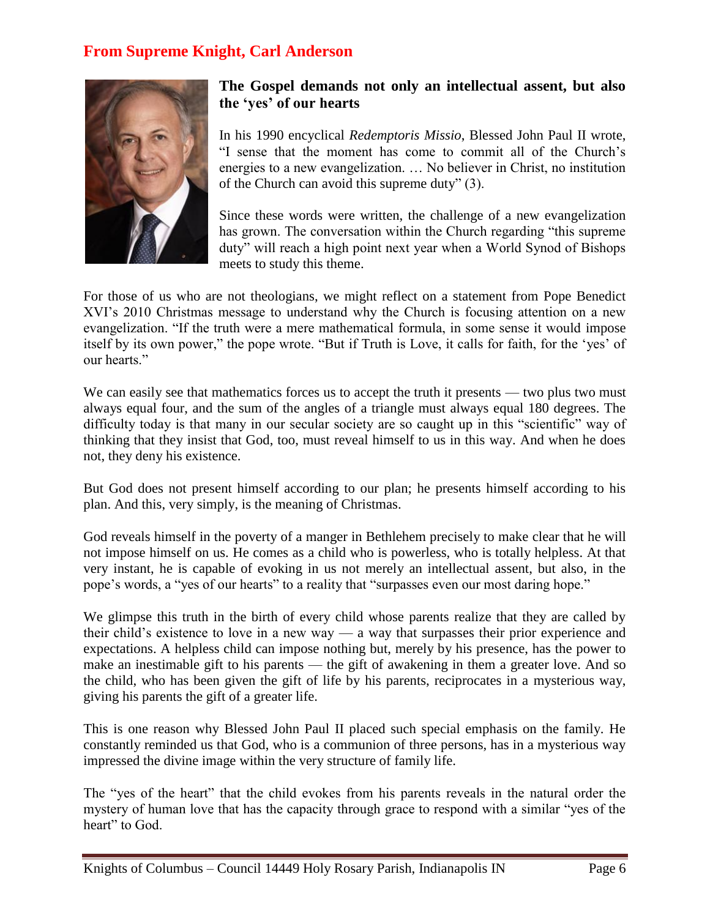## From Supreme Knight, Carl Anderson

### The Gospel demands not only an intellectual assent, but also the 'yes' of our hearts

In his 1990 encyclical *Redemptoris Missio,* Blessed John Paul II wrote, "I sense that the moment has come to commit all of the Church's energies to a new evangelization. … No believer in Christ, no institution of the Church can avoid this supreme duty" (3).

Since these words were written, the challenge of a new evangelization has grown. The conversation within the Church regarding "this supreme duty" will reach a high point next year when a World Synod of Bishops meets to study this theme.

For those of us who are not theologians, we might reflect on a statement from Pope Benedict XVI's 2010 Christmas message to understand why the Church is focusing attention on a new evangelization. "If the truth were a mere mathematical formula, in some sense it would impose itself by its own power," the pope wrote. "But if Truth is Love, it calls for faith, for the 'yes' of our hearts."

We can easily see that mathematics forces us to accept the truth it presents — two plus two must always equal four, and the sum of the angles of a triangle must always equal 180 degrees. The difficulty today is that many in our secular society are so caught up in this "scientific" way of thinking that they insist that God, too, must reveal himself to us in this way. And when he does not, they deny his existence.

But God does not present himself according to our plan; he presents himself according to his plan. And this, very simply, is the meaning of Christmas.

God reveals himself in the poverty of a manger in Bethlehem precisely to make clear that he will not impose himself on us. He comes as a child who is powerless, who is totally helpless. At that very instant, he is capable of evoking in us not merely an intellectual assent, but also, in the pope's words, a "yes of our hearts" to a reality that "surpasses even our most daring hope."

We glimpse this truth in the birth of every child whose parents realize that they are called by their child's existence to love in a new way — a way that surpasses their prior experience and expectations. A helpless child can impose nothing but, merely by his presence, has the power to make an inestimable gift to his parents — the gift of awakening in them a greater love. And so the child, who has been given the gift of life by his parents, reciprocates in a mysterious way, giving his parents the gift of a greater life.

This is one reason why Blessed John Paul II placed such special emphasis on the family. He constantly reminded us that God, who is a communion of three persons, has in a mysterious way impressed the divine image within the very structure of family life.

The "yes of the heart" that the child evokes from his parents reveals in the natural order the mystery of human love that has the capacity through grace to respond with a similar "yes of the heart" to God.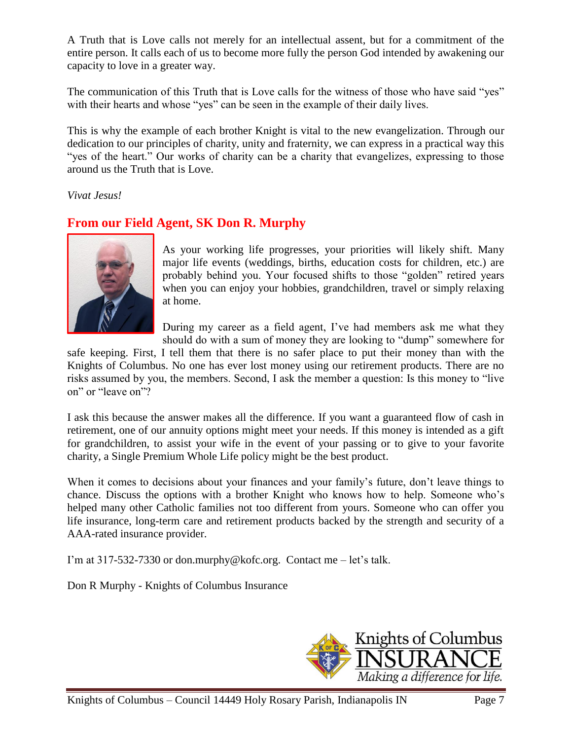A Truth that is Love calls not merely for an intellectual assent, but for a commitment of the entire person. It calls each of us to become more fully the person God intended by awakening our capacity to love in a greater way.

The communication of this Truth that is Love calls for the witness of those who have said "yes" with their hearts and whose "yes" can be seen in the example of their daily lives.

This is why the example of each brother Knight is vital to the new evangelization. Through our dedication to our principles of charity, unity and fraternity, we can express in a practical way this "yes of the heart." Our works of charity can be a charity that evangelizes, expressing to those around us the Truth that is Love.

*Vivat Jesus!*

## From our Field Agent, SK Don R. Murphy

As your working life progresses, your priorities will likely shift. Many major life events (weddings, births, education costs for children, etc.) are probably behind you. Your focused shifts to those "golden" retired years when you can enjoy your hobbies, grandchildren, travel or simply relaxing at home.

During my career as a field agent, I've had members ask me what they should do with a sum of money they are looking to "dump" somewhere for safe keeping. First, I tell them that there is no safer place to put their money than with the Knights of Columbus. No one has ever lost money using our retirement products. There are no risks assumed by you, the members. Second, I ask the member a question: Is this money to "live on" or "leave on"?

I ask this because the answer makes all the difference. If you want a guaranteed flow of cash in retirement, one of our annuity options might meet your needs. If this money is intended as a gift for grandchildren, to assist your wife in the event of your passing or to give to your favorite charity, a Single Premium Whole Life policy might be the best product.

When it comes to decisions about your finances and your family's future, don't leave things to chance. Discuss the options with a brother Knight who knows how to help. Someone who's helped many other Catholic families not too different from yours. Someone who can offer you life insurance, long-term care and retirement products backed by the strength and security of a AAA-rated insurance provider.

I'm at 317-532-7330 or don.murphy@kofc.org. Contact me – let's talk.

Don R Murphy - Knights of Columbus Insurance

Knights of Columbus INSURANCE
*Making a difference for life.*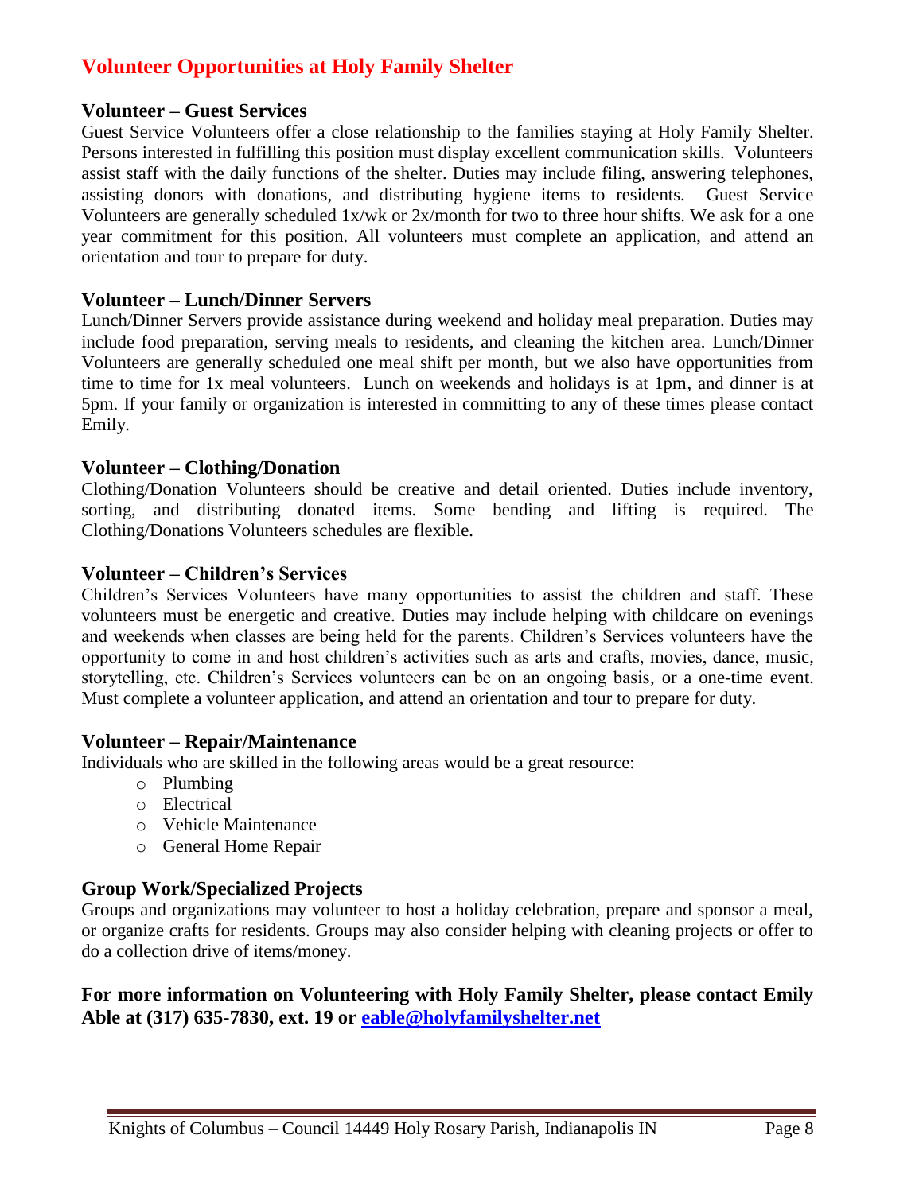## Volunteer Opportunities at Holy Family Shelter

### Volunteer – Guest Services

Guest Service Volunteers offer a close relationship to the families staying at Holy Family Shelter. Persons interested in fulfilling this position must display excellent communication skills. Volunteers assist staff with the daily functions of the shelter. Duties may include filing, answering telephones, assisting donors with donations, and distributing hygiene items to residents. Guest Service Volunteers are generally scheduled 1x/wk or 2x/month for two to three hour shifts. We ask for a one year commitment for this position. All volunteers must complete an application, and attend an orientation and tour to prepare for duty.

### Volunteer – Lunch/Dinner Servers

Lunch/Dinner Servers provide assistance during weekend and holiday meal preparation. Duties may include food preparation, serving meals to residents, and cleaning the kitchen area. Lunch/Dinner Volunteers are generally scheduled one meal shift per month, but we also have opportunities from time to time for 1x meal volunteers. Lunch on weekends and holidays is at 1pm, and dinner is at 5pm. If your family or organization is interested in committing to any of these times please contact Emily.

### Volunteer – Clothing/Donation

Clothing/Donation Volunteers should be creative and detail oriented. Duties include inventory, sorting, and distributing donated items. Some bending and lifting is required. The Clothing/Donations Volunteers schedules are flexible.

### Volunteer – Children's Services

Children's Services Volunteers have many opportunities to assist the children and staff. These volunteers must be energetic and creative. Duties may include helping with childcare on evenings and weekends when classes are being held for the parents. Children's Services volunteers have the opportunity to come in and host children's activities such as arts and crafts, movies, dance, music, storytelling, etc. Children's Services volunteers can be on an ongoing basis, or a one-time event. Must complete a volunteer application, and attend an orientation and tour to prepare for duty.

### Volunteer – Repair/Maintenance

Individuals who are skilled in the following areas would be a great resource:

- Plumbing
- Electrical
- Vehicle Maintenance
- General Home Repair

### Group Work/Specialized Projects

Groups and organizations may volunteer to host a holiday celebration, prepare and sponsor a meal, or organize crafts for residents. Groups may also consider helping with cleaning projects or offer to do a collection drive of items/money.

**For more information on Volunteering with Holy Family Shelter, please contact Emily Able at (317) 635-7830, ext. 19 or [eable@holyfamilyshelter.net](mailto:eable@holyfamilyshelter.net)**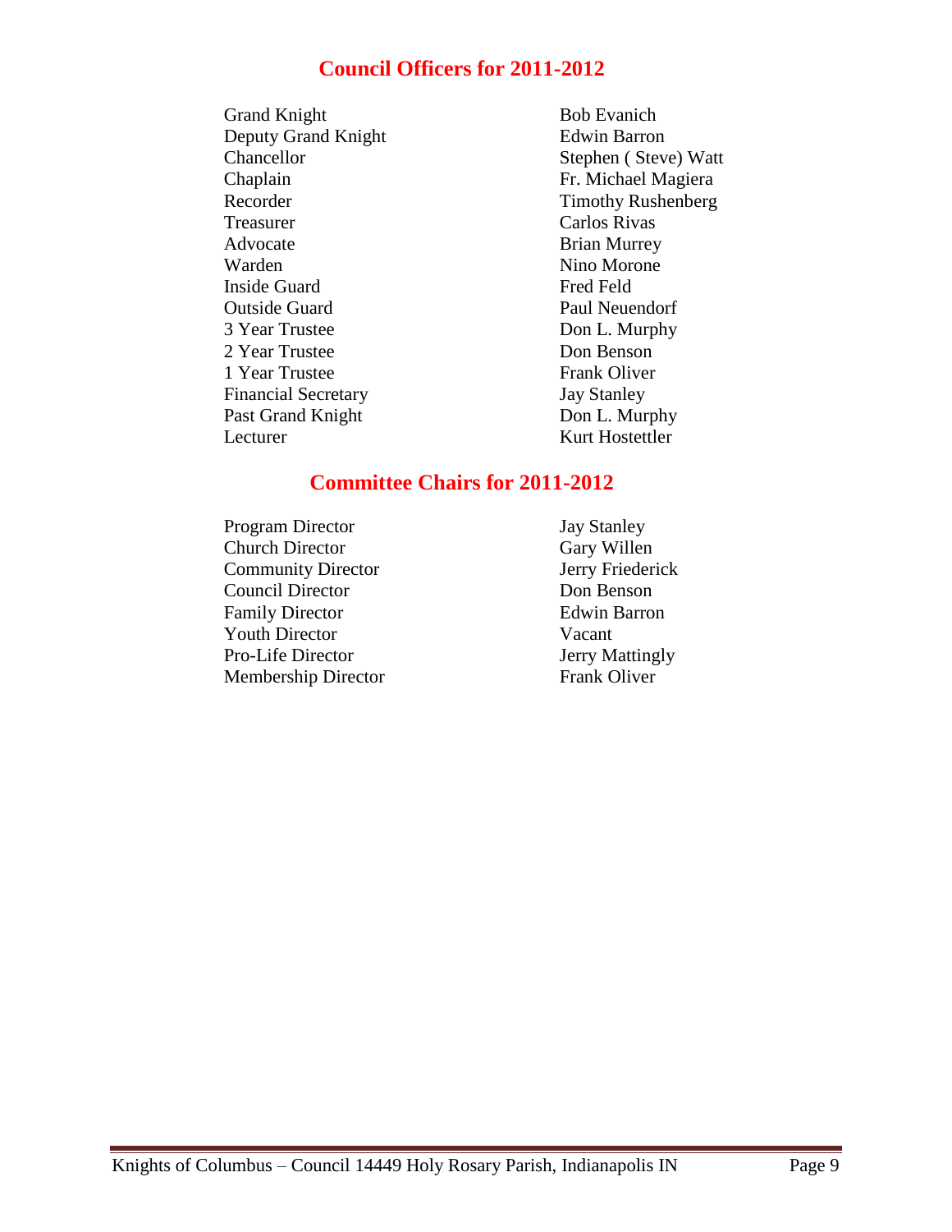## Council Officers for 2011-2012

| | |
|---|---|
| Grand Knight | Bob Evanich |
| Deputy Grand Knight | Edwin Barron |
| Chancellor | Stephen ( Steve) Watt |
| Chaplain | Fr. Michael Magiera |
| Recorder | Timothy Rushenberg |
| Treasurer | Carlos Rivas |
| Advocate | Brian Murrey |
| Warden | Nino Morone |
| Inside Guard | Fred Feld |
| Outside Guard | Paul Neuendorf |
| 3 Year Trustee | Don L. Murphy |
| 2 Year Trustee | Don Benson |
| 1 Year Trustee | Frank Oliver |
| Financial Secretary | Jay Stanley |
| Past Grand Knight | Don L. Murphy |
| Lecturer | Kurt Hostettler |

## Committee Chairs for 2011-2012

| | |
|---|---|
| Program Director | Jay Stanley |
| Church Director | Gary Willen |
| Community Director | Jerry Friederick |
| Council Director | Don Benson |
| Family Director | Edwin Barron |
| Youth Director | Vacant |
| Pro-Life Director | Jerry Mattingly |
| Membership Director | Frank Oliver |